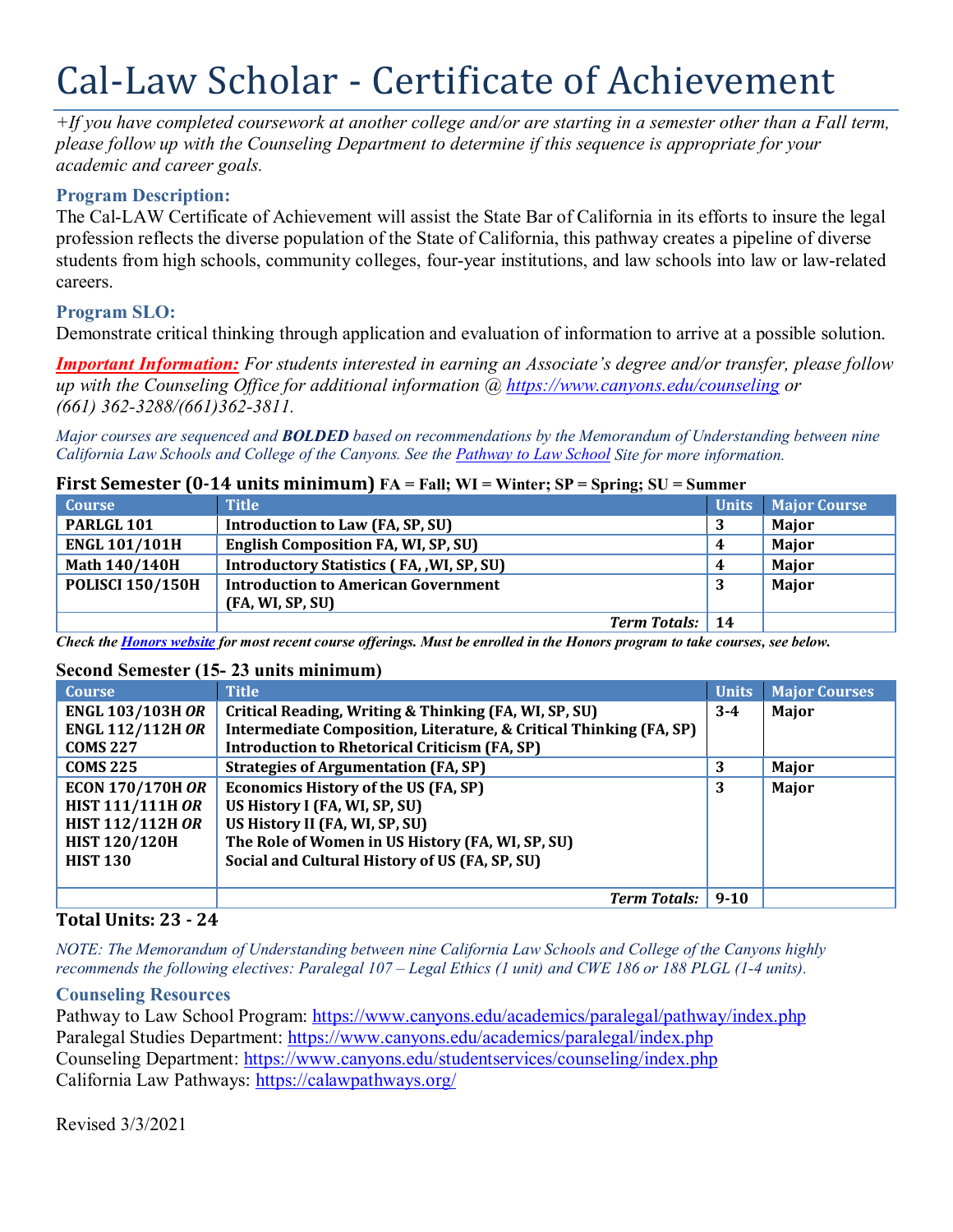# Cal-Law Scholar - Certificate of Achievement

*+If you have completed coursework at another college and/or are starting in a semester other than a Fall term, please follow up with the Counseling Department to determine if this sequence is appropriate for your academic and career goals.*

### Program Description:

The Cal-LAW Certificate of Achievement will assist the State Bar of California in its efforts to insure the legal profession reflects the diverse population of the State of California, this pathway creates a pipeline of diverse students from high schools, community colleges, four-year institutions, and law schools into law or law-related careers.

### Program SLO:

Demonstrate critical thinking through application and evaluation of information to arrive at a possible solution.

***Important Information:*** *For students interested in earning an Associate's degree and/or transfer, please follow up with the Counseling Office for additional information @ https://www.canyons.edu/counseling or (661) 362-3288/(661)362-3811.*

*Major courses are sequenced and **BOLDED** based on recommendations by the Memorandum of Understanding between nine California Law Schools and College of the Canyons. See the Pathway to Law School Site for more information.*

**First Semester (0-14 units minimum)** FA = Fall; WI = Winter; SP = Spring; SU = Summer

| Course | Title | Units | Major Course |
|---|---|---|---|
| **PARLGL 101** | **Introduction to Law (FA, SP, SU)** | **3** | **Major** |
| **ENGL 101/101H** | **English Composition FA, WI, SP, SU)** | **4** | **Major** |
| **Math 140/140H** | **Introductory Statistics ( FA, ,WI, SP, SU)** | **4** | **Major** |
| **POLISCI 150/150H** | **Introduction to American Government (FA, WI, SP, SU)** | **3** | **Major** |
| | ***Term Totals:*** | **14** | |

***Check the Honors website for most recent course offerings. Must be enrolled in the Honors program to take courses, see below.***

**Second Semester (15- 23 units minimum)**

| Course | Title | Units | Major Courses |
|---|---|---|---|
| **ENGL 103/103H *OR* ENGL 112/112H *OR* COMS 227** | **Critical Reading, Writing & Thinking (FA, WI, SP, SU) Intermediate Composition, Literature, & Critical Thinking (FA, SP) Introduction to Rhetorical Criticism (FA, SP)** | **3-4** | **Major** |
| **COMS 225** | **Strategies of Argumentation (FA, SP)** | **3** | **Major** |
| **ECON 170/170H *OR* HIST 111/111H *OR* HIST 112/112H *OR* HIST 120/120H HIST 130** | **Economics History of the US (FA, SP) US History I (FA, WI, SP, SU) US History II (FA, WI, SP, SU) The Role of Women in US History (FA, WI, SP, SU) Social and Cultural History of US (FA, SP, SU)** | **3** | **Major** |
| | ***Term Totals:*** | **9-10** | |

**Total Units: 23 - 24**

*NOTE: The Memorandum of Understanding between nine California Law Schools and College of the Canyons highly recommends the following electives: Paralegal 107 – Legal Ethics (1 unit) and CWE 186 or 188 PLGL (1-4 units).*

### Counseling Resources

Pathway to Law School Program: https://www.canyons.edu/academics/paralegal/pathway/index.php
Paralegal Studies Department: https://www.canyons.edu/academics/paralegal/index.php
Counseling Department: https://www.canyons.edu/studentservices/counseling/index.php
California Law Pathways: https://calawpathways.org/

Revised 3/3/2021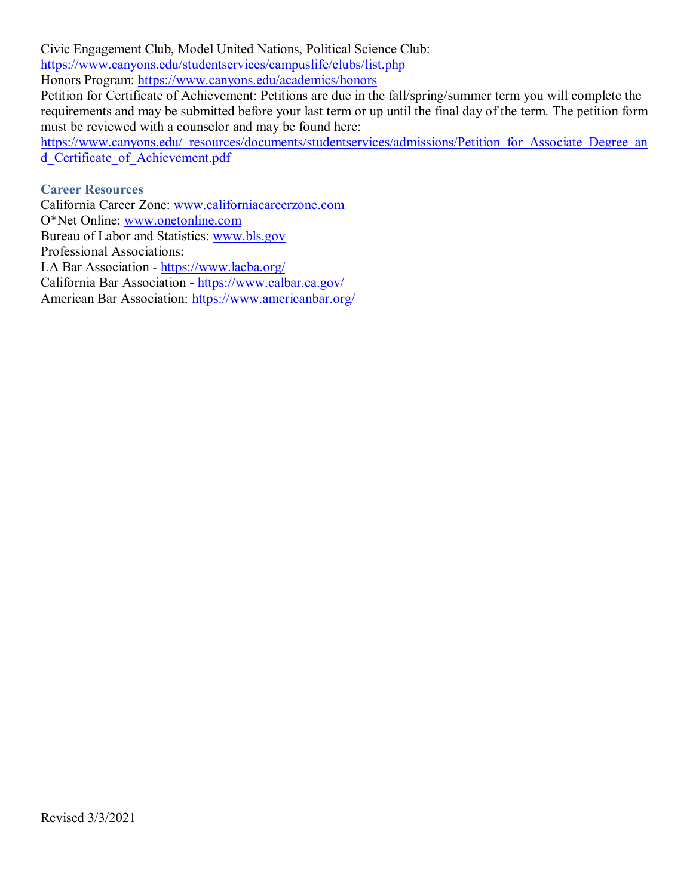Civic Engagement Club, Model United Nations, Political Science Club:
https://www.canyons.edu/studentservices/campuslife/clubs/list.php

Honors Program: https://www.canyons.edu/academics/honors

Petition for Certificate of Achievement: Petitions are due in the fall/spring/summer term you will complete the requirements and may be submitted before your last term or up until the final day of the term. The petition form must be reviewed with a counselor and may be found here:
https://www.canyons.edu/_resources/documents/studentservices/admissions/Petition_for_Associate_Degree_and_Certificate_of_Achievement.pdf

### Career Resources

California Career Zone: www.californiacareerzone.com
O*Net Online: www.onetonline.com
Bureau of Labor and Statistics: www.bls.gov
Professional Associations:
LA Bar Association - https://www.lacba.org/
California Bar Association - https://www.calbar.ca.gov/
American Bar Association: https://www.americanbar.org/

Revised 3/3/2021